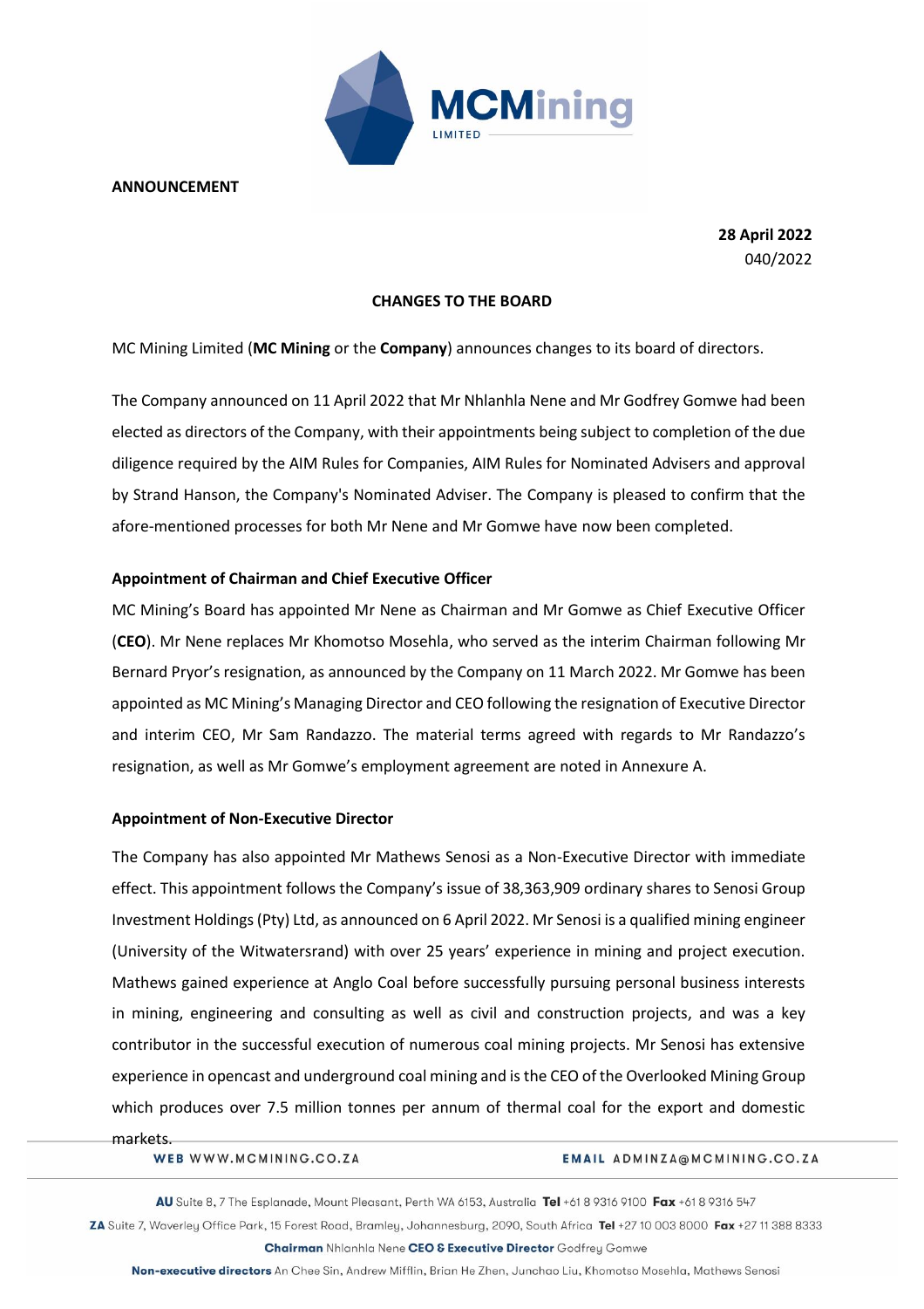**ANNOUNCEMENT**

**28 April 2022**
040/2022

**CHANGES TO THE BOARD**

MC Mining Limited (**MC Mining** or the **Company**) announces changes to its board of directors.

The Company announced on 11 April 2022 that Mr Nhlanhla Nene and Mr Godfrey Gomwe had been elected as directors of the Company, with their appointments being subject to completion of the due diligence required by the AIM Rules for Companies, AIM Rules for Nominated Advisers and approval by Strand Hanson, the Company's Nominated Adviser. The Company is pleased to confirm that the afore-mentioned processes for both Mr Nene and Mr Gomwe have now been completed.

**Appointment of Chairman and Chief Executive Officer**

MC Mining's Board has appointed Mr Nene as Chairman and Mr Gomwe as Chief Executive Officer (**CEO**). Mr Nene replaces Mr Khomotso Mosehla, who served as the interim Chairman following Mr Bernard Pryor's resignation, as announced by the Company on 11 March 2022. Mr Gomwe has been appointed as MC Mining's Managing Director and CEO following the resignation of Executive Director and interim CEO, Mr Sam Randazzo. The material terms agreed with regards to Mr Randazzo's resignation, as well as Mr Gomwe's employment agreement are noted in Annexure A.

**Appointment of Non-Executive Director**

The Company has also appointed Mr Mathews Senosi as a Non-Executive Director with immediate effect. This appointment follows the Company's issue of 38,363,909 ordinary shares to Senosi Group Investment Holdings (Pty) Ltd, as announced on 6 April 2022. Mr Senosi is a qualified mining engineer (University of the Witwatersrand) with over 25 years' experience in mining and project execution. Mathews gained experience at Anglo Coal before successfully pursuing personal business interests in mining, engineering and consulting as well as civil and construction projects, and was a key contributor in the successful execution of numerous coal mining projects. Mr Senosi has extensive experience in opencast and underground coal mining and is the CEO of the Overlooked Mining Group which produces over 7.5 million tonnes per annum of thermal coal for the export and domestic markets.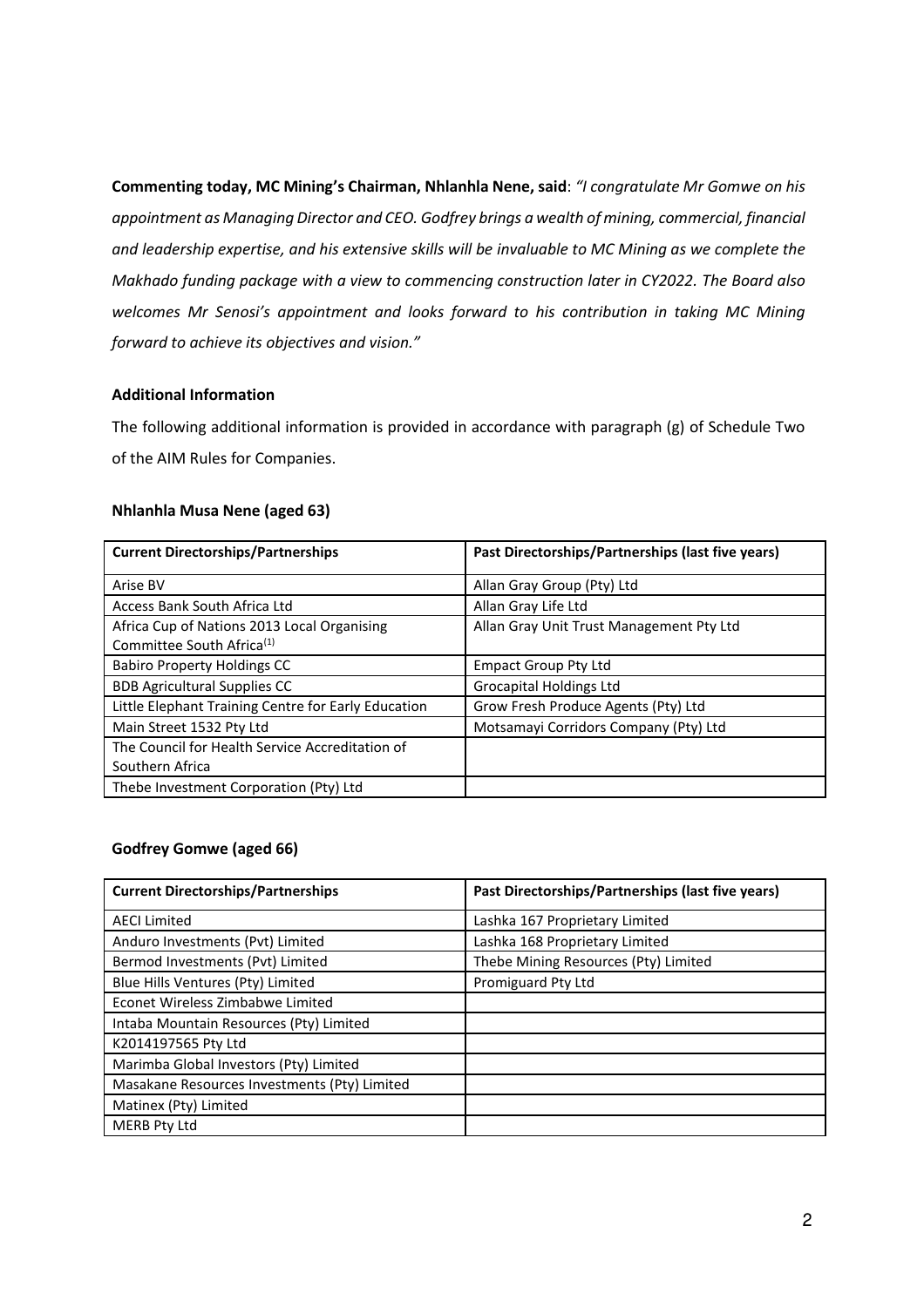**Commenting today, MC Mining's Chairman, Nhlanhla Nene, said**: *"I congratulate Mr Gomwe on his appointment as Managing Director and CEO. Godfrey brings a wealth of mining, commercial, financial and leadership expertise, and his extensive skills will be invaluable to MC Mining as we complete the Makhado funding package with a view to commencing construction later in CY2022. The Board also welcomes Mr Senosi's appointment and looks forward to his contribution in taking MC Mining forward to achieve its objectives and vision."*

**Additional Information**

The following additional information is provided in accordance with paragraph (g) of Schedule Two of the AIM Rules for Companies.

**Nhlanhla Musa Nene (aged 63)**

| Current Directorships/Partnerships | Past Directorships/Partnerships (last five years) |
|---|---|
| Arise BV | Allan Gray Group (Pty) Ltd |
| Access Bank South Africa Ltd | Allan Gray Life Ltd |
| Africa Cup of Nations 2013 Local Organising Committee South Africa[1] | Allan Gray Unit Trust Management Pty Ltd |
| Babiro Property Holdings CC | Empact Group Pty Ltd |
| BDB Agricultural Supplies CC | Grocapital Holdings Ltd |
| Little Elephant Training Centre for Early Education | Grow Fresh Produce Agents (Pty) Ltd |
| Main Street 1532 Pty Ltd | Motsamayi Corridors Company (Pty) Ltd |
| The Council for Health Service Accreditation of Southern Africa | |
| Thebe Investment Corporation (Pty) Ltd | |

**Godfrey Gomwe (aged 66)**

| Current Directorships/Partnerships | Past Directorships/Partnerships (last five years) |
|---|---|
| AECI Limited | Lashka 167 Proprietary Limited |
| Anduro Investments (Pvt) Limited | Lashka 168 Proprietary Limited |
| Bermod Investments (Pvt) Limited | Thebe Mining Resources (Pty) Limited |
| Blue Hills Ventures (Pty) Limited | Promiguard Pty Ltd |
| Econet Wireless Zimbabwe Limited | |
| Intaba Mountain Resources (Pty) Limited | |
| K2014197565 Pty Ltd | |
| Marimba Global Investors (Pty) Limited | |
| Masakane Resources Investments (Pty) Limited | |
| Matinex (Pty) Limited | |
| MERB Pty Ltd | |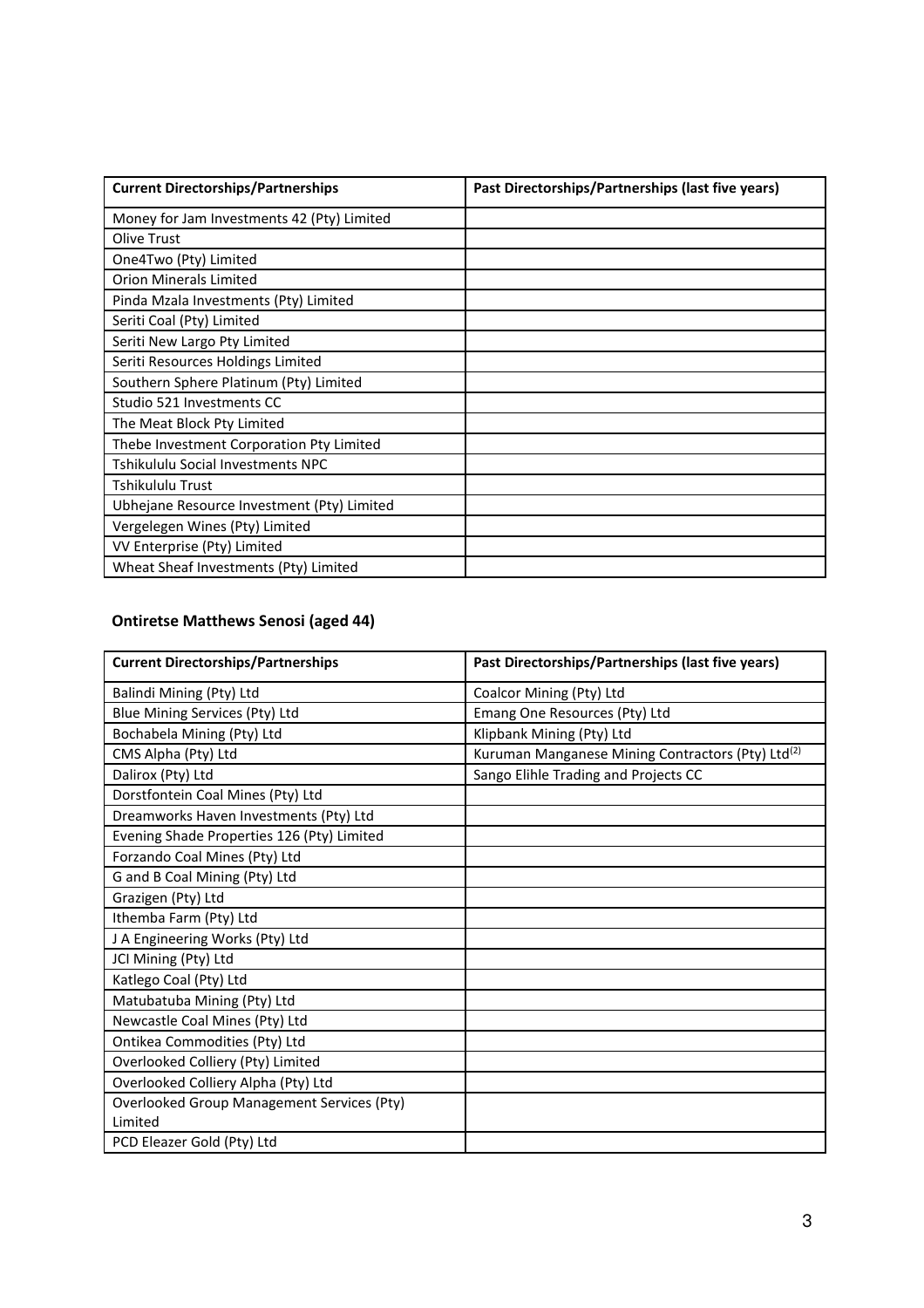| Current Directorships/Partnerships | Past Directorships/Partnerships (last five years) |
|---|---|
| Money for Jam Investments 42 (Pty) Limited | |
| Olive Trust | |
| One4Two (Pty) Limited | |
| Orion Minerals Limited | |
| Pinda Mzala Investments (Pty) Limited | |
| Seriti Coal (Pty) Limited | |
| Seriti New Largo Pty Limited | |
| Seriti Resources Holdings Limited | |
| Southern Sphere Platinum (Pty) Limited | |
| Studio 521 Investments CC | |
| The Meat Block Pty Limited | |
| Thebe Investment Corporation Pty Limited | |
| Tshikululu Social Investments NPC | |
| Tshikululu Trust | |
| Ubhejane Resource Investment (Pty) Limited | |
| Vergelegen Wines (Pty) Limited | |
| VV Enterprise (Pty) Limited | |
| Wheat Sheaf Investments (Pty) Limited | |

**Ontiretse Matthews Senosi (aged 44)**

| Current Directorships/Partnerships | Past Directorships/Partnerships (last five years) |
|---|---|
| Balindi Mining (Pty) Ltd | Coalcor Mining (Pty) Ltd |
| Blue Mining Services (Pty) Ltd | Emang One Resources (Pty) Ltd |
| Bochabela Mining (Pty) Ltd | Klipbank Mining (Pty) Ltd |
| CMS Alpha (Pty) Ltd | Kuruman Manganese Mining Contractors (Pty) Ltd[2] |
| Dalirox (Pty) Ltd | Sango Elihle Trading and Projects CC |
| Dorstfontein Coal Mines (Pty) Ltd | |
| Dreamworks Haven Investments (Pty) Ltd | |
| Evening Shade Properties 126 (Pty) Limited | |
| Forzando Coal Mines (Pty) Ltd | |
| G and B Coal Mining (Pty) Ltd | |
| Grazigen (Pty) Ltd | |
| Ithemba Farm (Pty) Ltd | |
| J A Engineering Works (Pty) Ltd | |
| JCI Mining (Pty) Ltd | |
| Katlego Coal (Pty) Ltd | |
| Matubatuba Mining (Pty) Ltd | |
| Newcastle Coal Mines (Pty) Ltd | |
| Ontikea Commodities (Pty) Ltd | |
| Overlooked Colliery (Pty) Limited | |
| Overlooked Colliery Alpha (Pty) Ltd | |
| Overlooked Group Management Services (Pty) Limited | |
| PCD Eleazer Gold (Pty) Ltd | |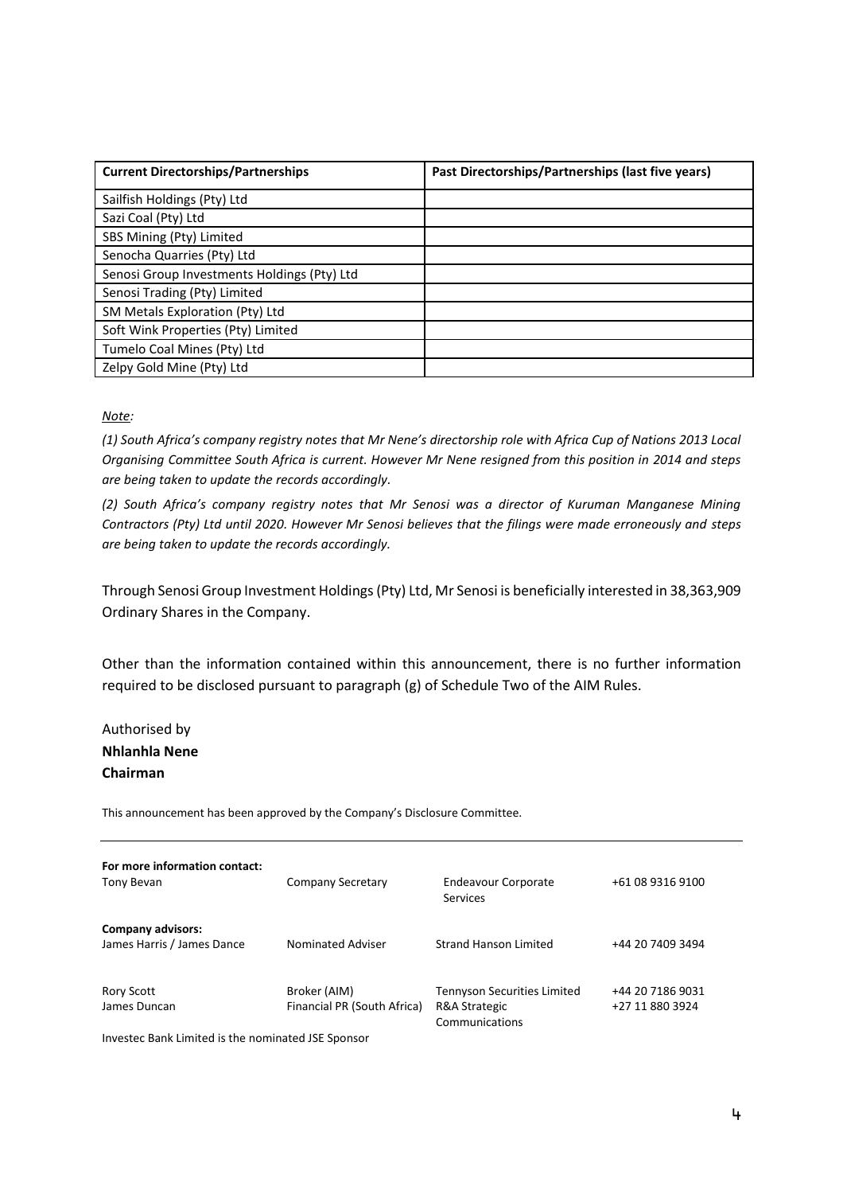| Current Directorships/Partnerships | Past Directorships/Partnerships (last five years) |
|---|---|
| Sailfish Holdings (Pty) Ltd | |
| Sazi Coal (Pty) Ltd | |
| SBS Mining (Pty) Limited | |
| Senocha Quarries (Pty) Ltd | |
| Senosi Group Investments Holdings (Pty) Ltd | |
| Senosi Trading (Pty) Limited | |
| SM Metals Exploration (Pty) Ltd | |
| Soft Wink Properties (Pty) Limited | |
| Tumelo Coal Mines (Pty) Ltd | |
| Zelpy Gold Mine (Pty) Ltd | |

*Note:*

*(1) South Africa's company registry notes that Mr Nene's directorship role with Africa Cup of Nations 2013 Local Organising Committee South Africa is current. However Mr Nene resigned from this position in 2014 and steps are being taken to update the records accordingly.*

*(2) South Africa's company registry notes that Mr Senosi was a director of Kuruman Manganese Mining Contractors (Pty) Ltd until 2020. However Mr Senosi believes that the filings were made erroneously and steps are being taken to update the records accordingly.*

Through Senosi Group Investment Holdings (Pty) Ltd, Mr Senosi is beneficially interested in 38,363,909 Ordinary Shares in the Company.

Other than the information contained within this announcement, there is no further information required to be disclosed pursuant to paragraph (g) of Schedule Two of the AIM Rules.

Authorised by
**Nhlanhla Nene**
**Chairman**

This announcement has been approved by the Company's Disclosure Committee.

---

| **For more information contact:** | | | |
|---|---|---|---|
| Tony Bevan | Company Secretary | Endeavour Corporate Services | +61 08 9316 9100 |
| **Company advisors:** | | | |
| James Harris / James Dance | Nominated Adviser | Strand Hanson Limited | +44 20 7409 3494 |
| Rory Scott | Broker (AIM) | Tennyson Securities Limited | +44 20 7186 9031 |
| James Duncan | Financial PR (South Africa) | R&A Strategic Communications | +27 11 880 3924 |

Investec Bank Limited is the nominated JSE Sponsor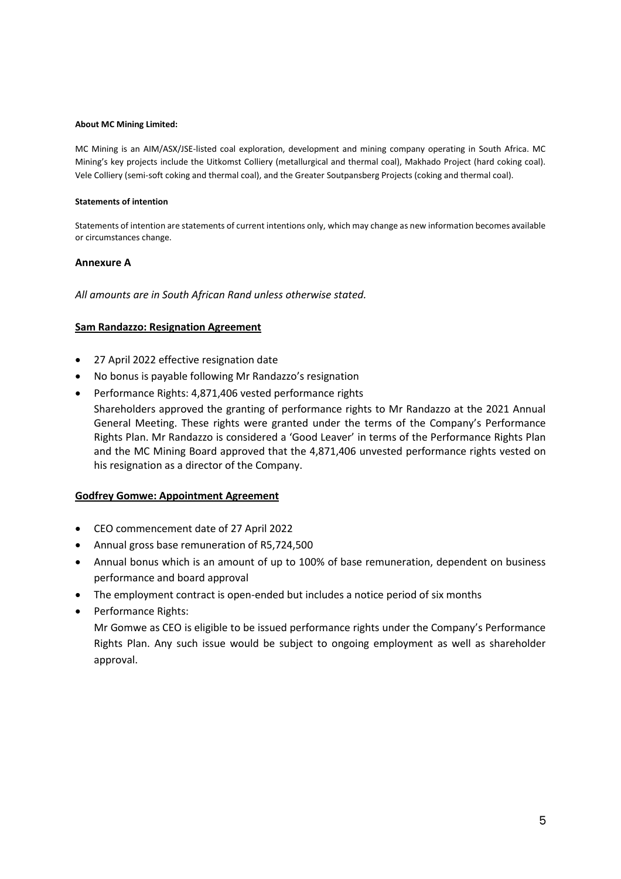**About MC Mining Limited:**

MC Mining is an AIM/ASX/JSE-listed coal exploration, development and mining company operating in South Africa. MC Mining's key projects include the Uitkomst Colliery (metallurgical and thermal coal), Makhado Project (hard coking coal). Vele Colliery (semi-soft coking and thermal coal), and the Greater Soutpansberg Projects (coking and thermal coal).

**Statements of intention**

Statements of intention are statements of current intentions only, which may change as new information becomes available or circumstances change.

## Annexure A

*All amounts are in South African Rand unless otherwise stated.*

**Sam Randazzo: Resignation Agreement**

- 27 April 2022 effective resignation date
- No bonus is payable following Mr Randazzo's resignation
- Performance Rights: 4,871,406 vested performance rights

  Shareholders approved the granting of performance rights to Mr Randazzo at the 2021 Annual General Meeting. These rights were granted under the terms of the Company's Performance Rights Plan. Mr Randazzo is considered a 'Good Leaver' in terms of the Performance Rights Plan and the MC Mining Board approved that the 4,871,406 unvested performance rights vested on his resignation as a director of the Company.

**Godfrey Gomwe: Appointment Agreement**

- CEO commencement date of 27 April 2022
- Annual gross base remuneration of R5,724,500
- Annual bonus which is an amount of up to 100% of base remuneration, dependent on business performance and board approval
- The employment contract is open-ended but includes a notice period of six months
- Performance Rights:

  Mr Gomwe as CEO is eligible to be issued performance rights under the Company's Performance Rights Plan. Any such issue would be subject to ongoing employment as well as shareholder approval.